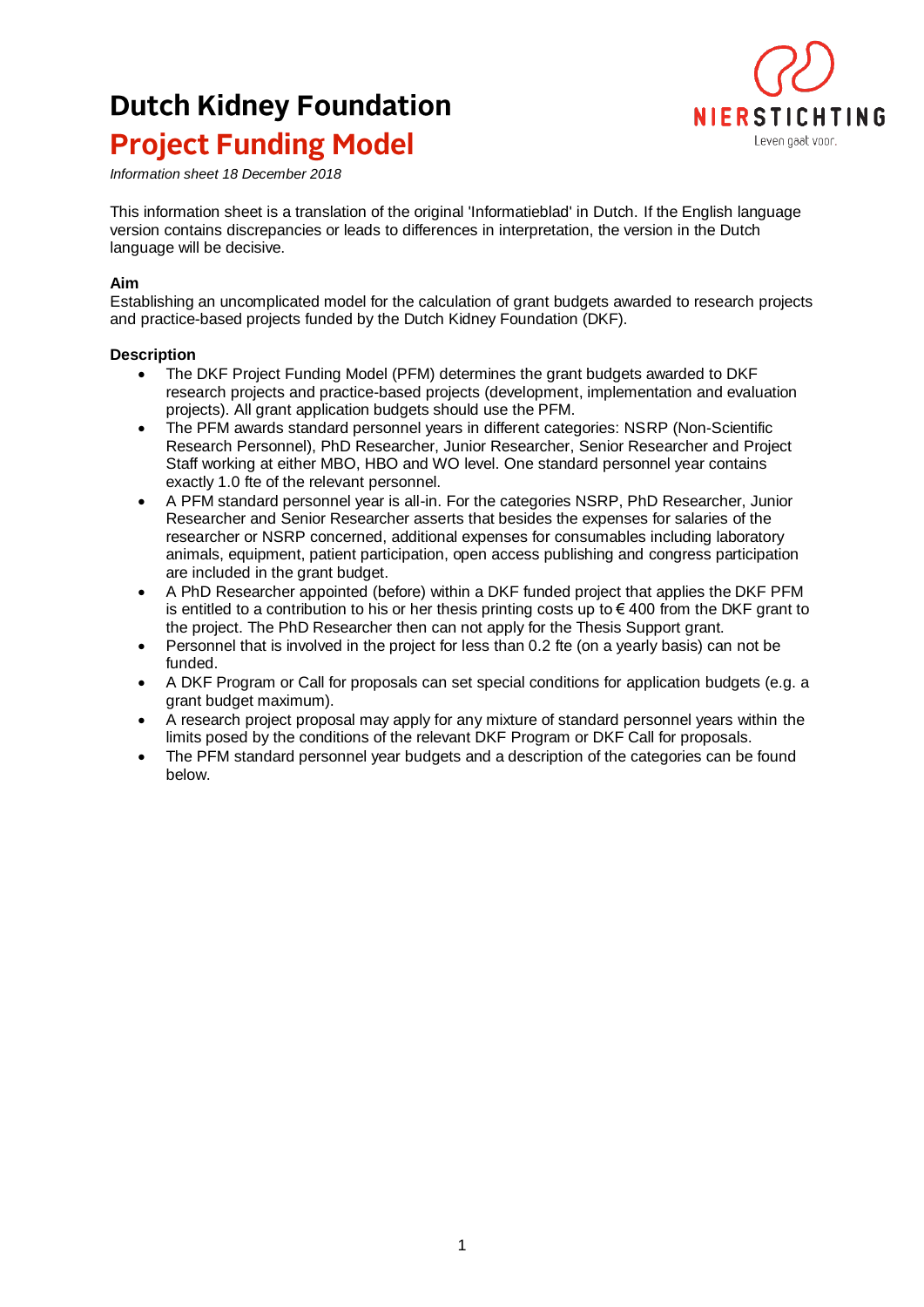# Dutch Kidney Foundation

## Project Funding Model

*Information sheet 18 December 2018*

This information sheet is a translation of the original 'Informatieblad' in Dutch. If the English language version contains discrepancies or leads to differences in interpretation, the version in the Dutch language will be decisive.

**Aim**

Establishing an uncomplicated model for the calculation of grant budgets awarded to research projects and practice-based projects funded by the Dutch Kidney Foundation (DKF).

**Description**

- The DKF Project Funding Model (PFM) determines the grant budgets awarded to DKF research projects and practice-based projects (development, implementation and evaluation projects). All grant application budgets should use the PFM.
- The PFM awards standard personnel years in different categories: NSRP (Non-Scientific Research Personnel), PhD Researcher, Junior Researcher, Senior Researcher and Project Staff working at either MBO, HBO and WO level. One standard personnel year contains exactly 1.0 fte of the relevant personnel.
- A PFM standard personnel year is all-in. For the categories NSRP, PhD Researcher, Junior Researcher and Senior Researcher asserts that besides the expenses for salaries of the researcher or NSRP concerned, additional expenses for consumables including laboratory animals, equipment, patient participation, open access publishing and congress participation are included in the grant budget.
- A PhD Researcher appointed (before) within a DKF funded project that applies the DKF PFM is entitled to a contribution to his or her thesis printing costs up to € 400 from the DKF grant to the project. The PhD Researcher then can not apply for the Thesis Support grant.
- Personnel that is involved in the project for less than 0.2 fte (on a yearly basis) can not be funded.
- A DKF Program or Call for proposals can set special conditions for application budgets (e.g. a grant budget maximum).
- A research project proposal may apply for any mixture of standard personnel years within the limits posed by the conditions of the relevant DKF Program or DKF Call for proposals.
- The PFM standard personnel year budgets and a description of the categories can be found below.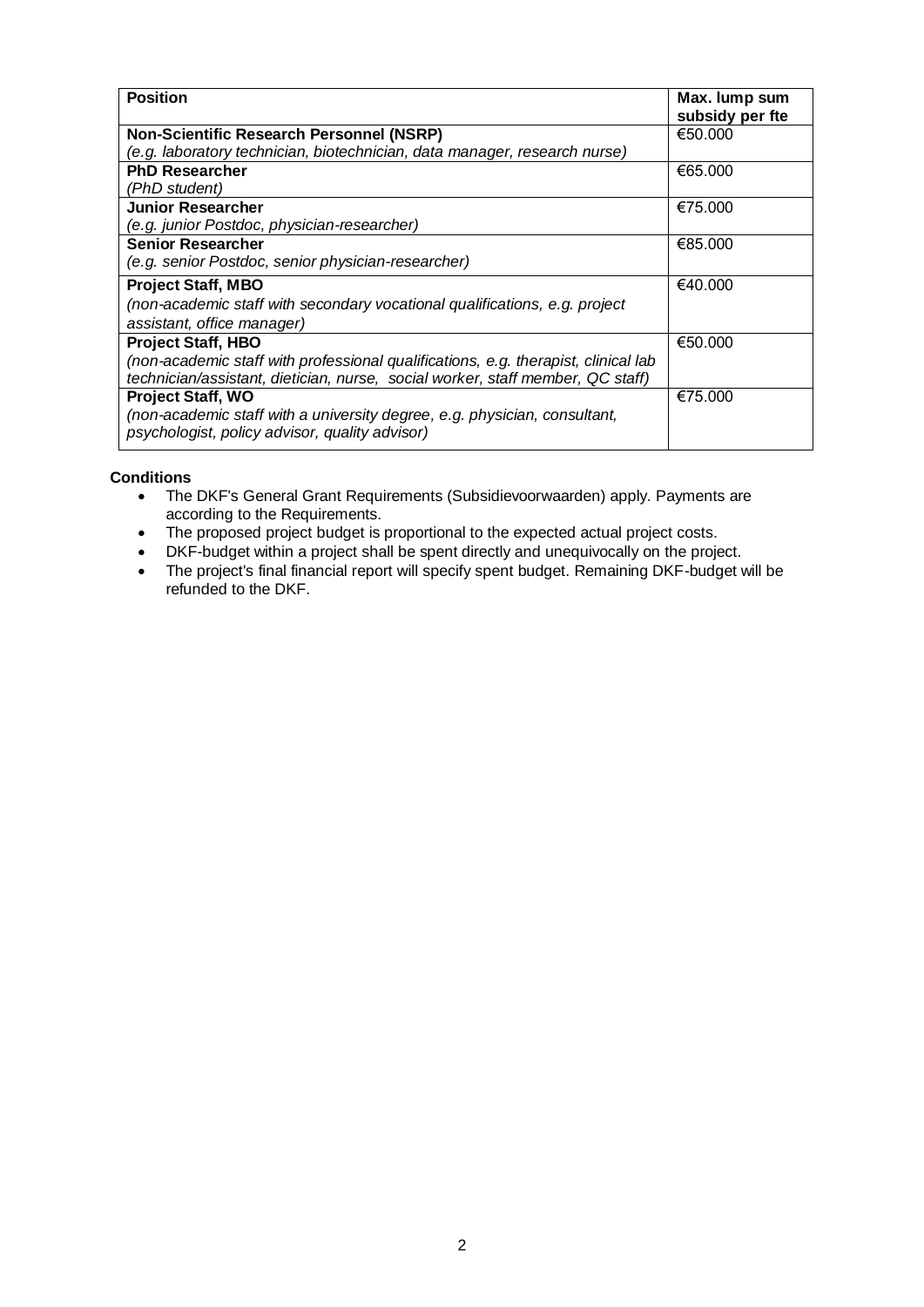| **Position** | **Max. lump sum subsidy per fte** |
|---|---|
| **Non-Scientific Research Personnel (NSRP)**<br>*(e.g. laboratory technician, biotechnician, data manager, research nurse)* | €50.000 |
| **PhD Researcher**<br>*(PhD student)* | €65.000 |
| **Junior Researcher**<br>*(e.g. junior Postdoc, physician-researcher)* | €75.000 |
| **Senior Researcher**<br>*(e.g. senior Postdoc, senior physician-researcher)* | €85.000 |
| **Project Staff, MBO**<br>*(non-academic staff with secondary vocational qualifications, e.g. project assistant, office manager)* | €40.000 |
| **Project Staff, HBO**<br>*(non-academic staff with professional qualifications, e.g. therapist, clinical lab technician/assistant, dietician, nurse, social worker, staff member, QC staff)* | €50.000 |
| **Project Staff, WO**<br>*(non-academic staff with a university degree, e.g. physician, consultant, psychologist, policy advisor, quality advisor)* | €75.000 |

**Conditions**

- The DKF's General Grant Requirements (Subsidievoorwaarden) apply. Payments are according to the Requirements.
- The proposed project budget is proportional to the expected actual project costs.
- DKF-budget within a project shall be spent directly and unequivocally on the project.
- The project's final financial report will specify spent budget. Remaining DKF-budget will be refunded to the DKF.